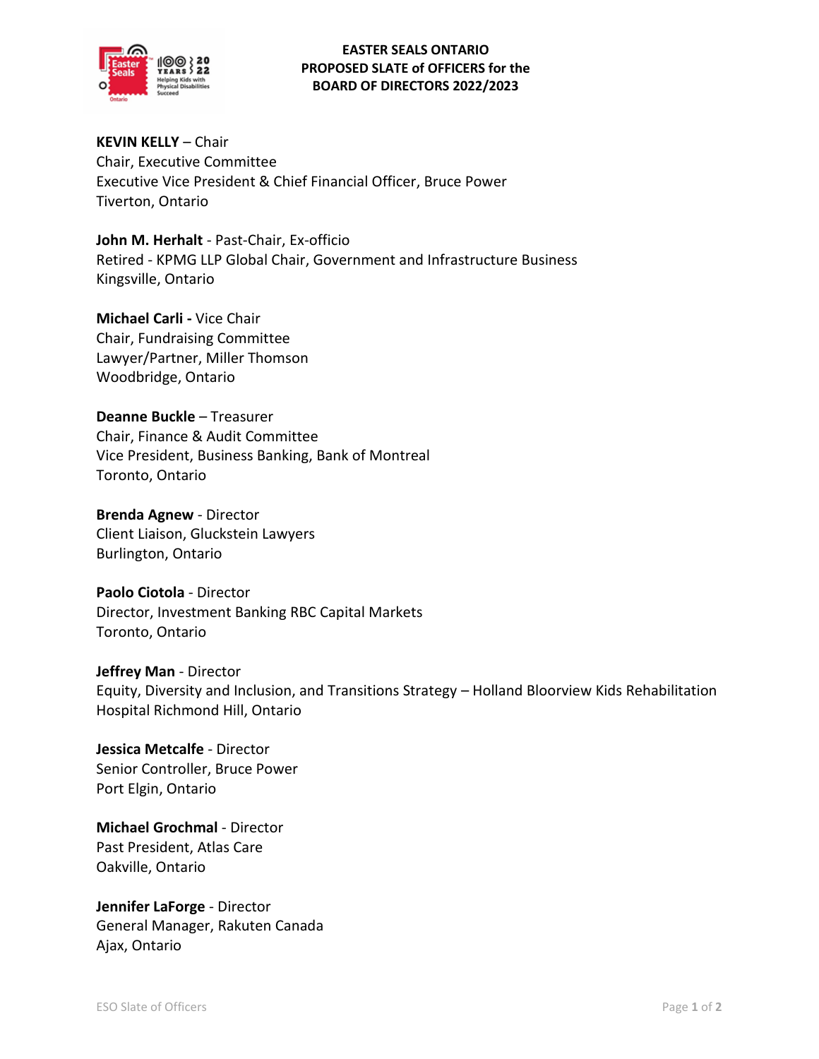# EASTER SEALS ONTARIO
## PROPOSED SLATE of OFFICERS for the BOARD OF DIRECTORS 2022/2023

**KEVIN KELLY** – Chair
Chair, Executive Committee
Executive Vice President & Chief Financial Officer, Bruce Power
Tiverton, Ontario

**John M. Herhalt** - Past-Chair, Ex-officio
Retired - KPMG LLP Global Chair, Government and Infrastructure Business
Kingsville, Ontario

**Michael Carli -** Vice Chair
Chair, Fundraising Committee
Lawyer/Partner, Miller Thomson
Woodbridge, Ontario

**Deanne Buckle** – Treasurer
Chair, Finance & Audit Committee
Vice President, Business Banking, Bank of Montreal
Toronto, Ontario

**Brenda Agnew** - Director
Client Liaison, Gluckstein Lawyers
Burlington, Ontario

**Paolo Ciotola** - Director
Director, Investment Banking RBC Capital Markets
Toronto, Ontario

**Jeffrey Man** - Director
Equity, Diversity and Inclusion, and Transitions Strategy – Holland Bloorview Kids Rehabilitation Hospital Richmond Hill, Ontario

**Jessica Metcalfe** - Director
Senior Controller, Bruce Power
Port Elgin, Ontario

**Michael Grochmal** - Director
Past President, Atlas Care
Oakville, Ontario

**Jennifer LaForge** - Director
General Manager, Rakuten Canada
Ajax, Ontario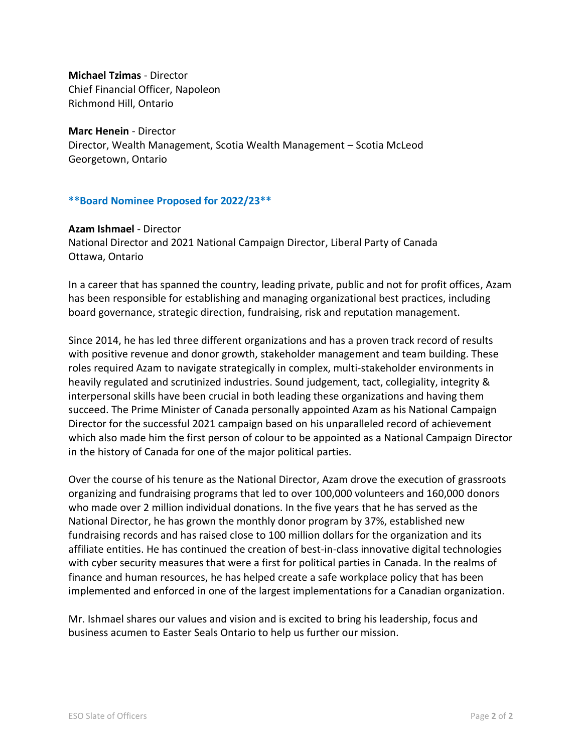**Michael Tzimas** - Director
Chief Financial Officer, Napoleon
Richmond Hill, Ontario

**Marc Henein** - Director
Director, Wealth Management, Scotia Wealth Management – Scotia McLeod
Georgetown, Ontario

**\*\*Board Nominee Proposed for 2022/23\*\***

**Azam Ishmael** - Director
National Director and 2021 National Campaign Director, Liberal Party of Canada
Ottawa, Ontario

In a career that has spanned the country, leading private, public and not for profit offices, Azam has been responsible for establishing and managing organizational best practices, including board governance, strategic direction, fundraising, risk and reputation management.

Since 2014, he has led three different organizations and has a proven track record of results with positive revenue and donor growth, stakeholder management and team building. These roles required Azam to navigate strategically in complex, multi-stakeholder environments in heavily regulated and scrutinized industries. Sound judgement, tact, collegiality, integrity & interpersonal skills have been crucial in both leading these organizations and having them succeed. The Prime Minister of Canada personally appointed Azam as his National Campaign Director for the successful 2021 campaign based on his unparalleled record of achievement which also made him the first person of colour to be appointed as a National Campaign Director in the history of Canada for one of the major political parties.

Over the course of his tenure as the National Director, Azam drove the execution of grassroots organizing and fundraising programs that led to over 100,000 volunteers and 160,000 donors who made over 2 million individual donations. In the five years that he has served as the National Director, he has grown the monthly donor program by 37%, established new fundraising records and has raised close to 100 million dollars for the organization and its affiliate entities. He has continued the creation of best-in-class innovative digital technologies with cyber security measures that were a first for political parties in Canada. In the realms of finance and human resources, he has helped create a safe workplace policy that has been implemented and enforced in one of the largest implementations for a Canadian organization.

Mr. Ishmael shares our values and vision and is excited to bring his leadership, focus and business acumen to Easter Seals Ontario to help us further our mission.